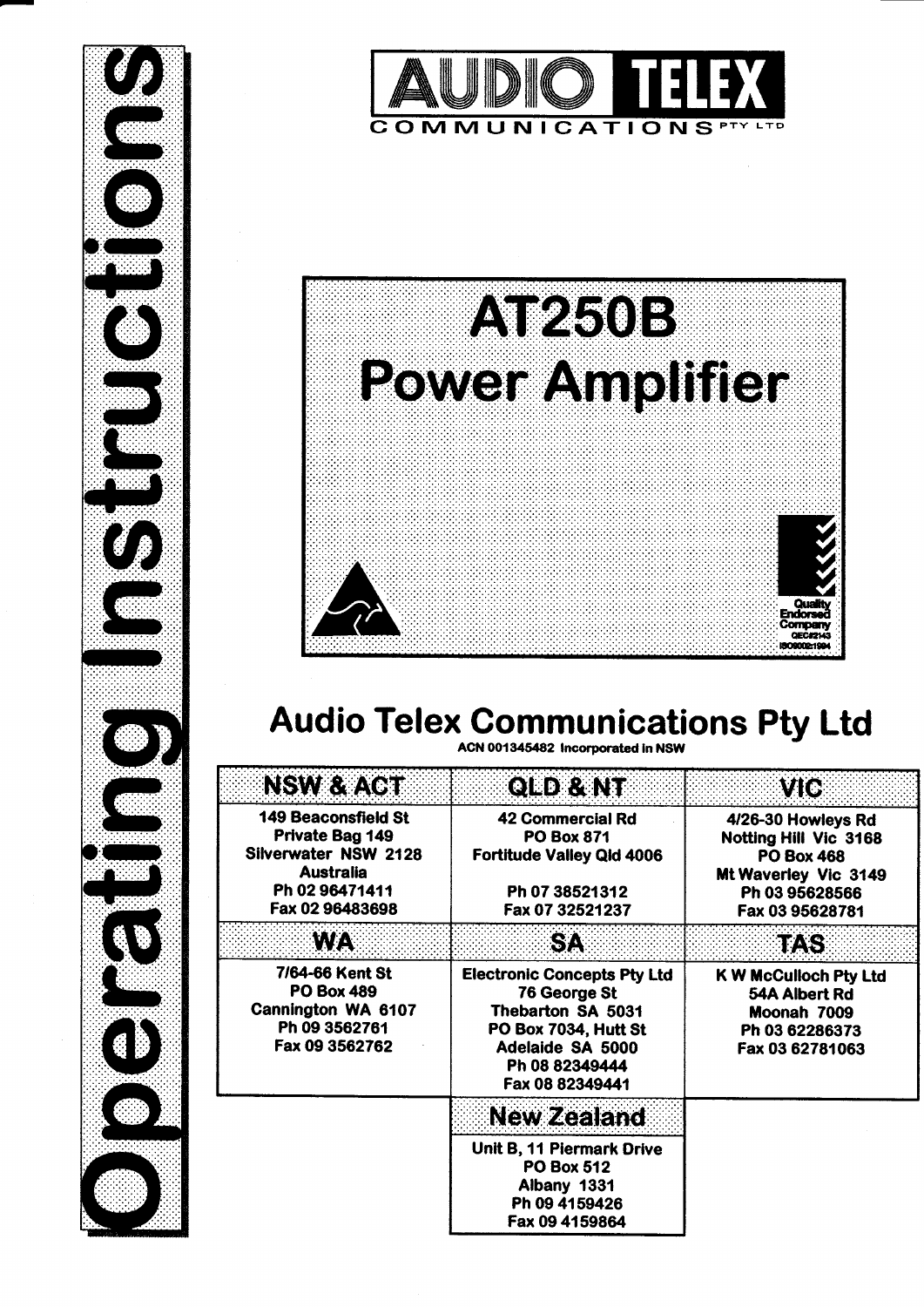# Operating Instructions

**AUDIO TELEX**
COMMUNICATIONS PTY LTD

# AT250B Power Amplifier

Quality Endorsed Company QEC#2143 ISO9002:1994

## Audio Telex Communications Pty Ltd

**ACN 001345482 Incorporated in NSW**

| NSW & ACT | QLD & NT | VIC |
|---|---|---|
| 149 Beaconsfield St<br>Private Bag 149<br>Silverwater NSW 2128<br>Australia<br>Ph 02 96471411<br>Fax 02 96483698 | 42 Commercial Rd<br>PO Box 871<br>Fortitude Valley Qld 4006<br><br>Ph 07 38521312<br>Fax 07 32521237 | 4/26-30 Howleys Rd<br>Notting Hill Vic 3168<br>PO Box 468<br>Mt Waverley Vic 3149<br>Ph 03 95628566<br>Fax 03 95628781 |
| **WA** | **SA** | **TAS** |
| 7/64-66 Kent St<br>PO Box 489<br>Cannington WA 6107<br>Ph 09 3562761<br>Fax 09 3562762 | Electronic Concepts Pty Ltd<br>76 George St<br>Thebarton SA 5031<br>PO Box 7034, Hutt St<br>Adelaide SA 5000<br>Ph 08 82349444<br>Fax 08 82349441 | K W McCulloch Pty Ltd<br>54A Albert Rd<br>Moonah 7009<br>Ph 03 62286373<br>Fax 03 62781063 |
| | **New Zealand** | |
| | Unit B, 11 Piermark Drive<br>PO Box 512<br>Albany 1331<br>Ph 09 4159426<br>Fax 09 4159864 | |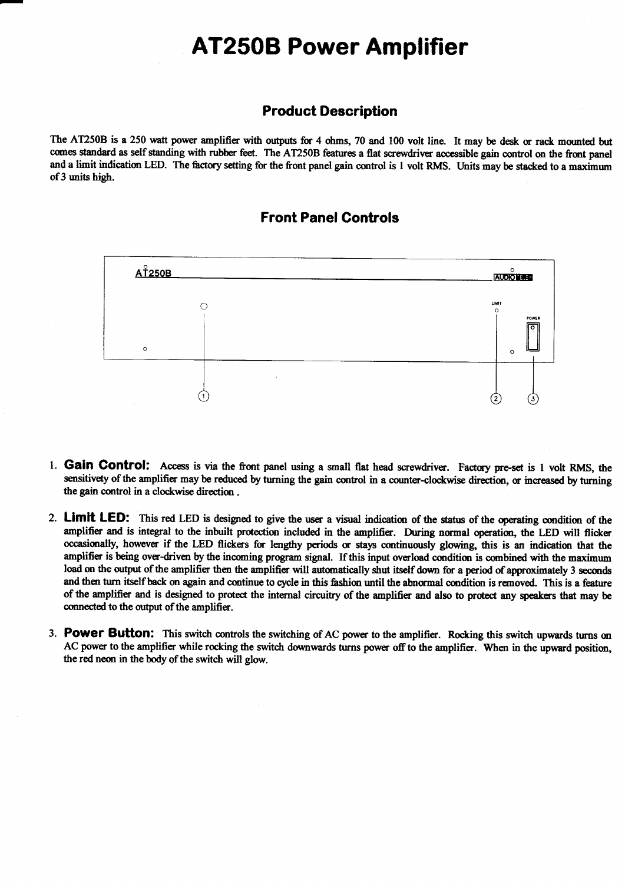# AT250B Power Amplifier

## Product Description

The AT250B is a 250 watt power amplifier with outputs for 4 ohms, 70 and 100 volt line. It may be desk or rack mounted but comes standard as self standing with rubber feet. The AT250B features a flat screwdriver accessible gain control on the front panel and a limit indication LED. The factory setting for the front panel gain control is 1 volt RMS. Units may be stacked to a maximum of 3 units high.

## Front Panel Controls

AT250B

LIMIT

POWER

1. **Gain Control:** Access is via the front panel using a small flat head screwdriver. Factory pre-set is 1 volt RMS, the sensitivety of the amplifier may be reduced by turning the gain control in a counter-clockwise direction, or increased by turning the gain control in a clockwise direction .

2. **Limit LED:** This red LED is designed to give the user a visual indication of the status of the operating condition of the amplifier and is integral to the inbuilt protection included in the amplifier. During normal operation, the LED will flicker occasionally, however if the LED flickers for lengthy periods or stays continuously glowing, this is an indication that the amplifier is being over-driven by the incoming program signal. If this input overload condition is combined with the maximum load on the output of the amplifier then the amplifier will automatically shut itself down for a period of approximately 3 seconds and then turn itself back on again and continue to cycle in this fashion until the abnormal condition is removed. This is a feature of the amplifier and is designed to protect the internal circuitry of the amplifier and also to protect any speakers that may be connected to the output of the amplifier.

3. **Power Button:** This switch controls the switching of AC power to the amplifier. Rocking this switch upwards turns on AC power to the amplifier while rocking the switch downwards turns power off to the amplifier. When in the upward position, the red neon in the body of the switch will glow.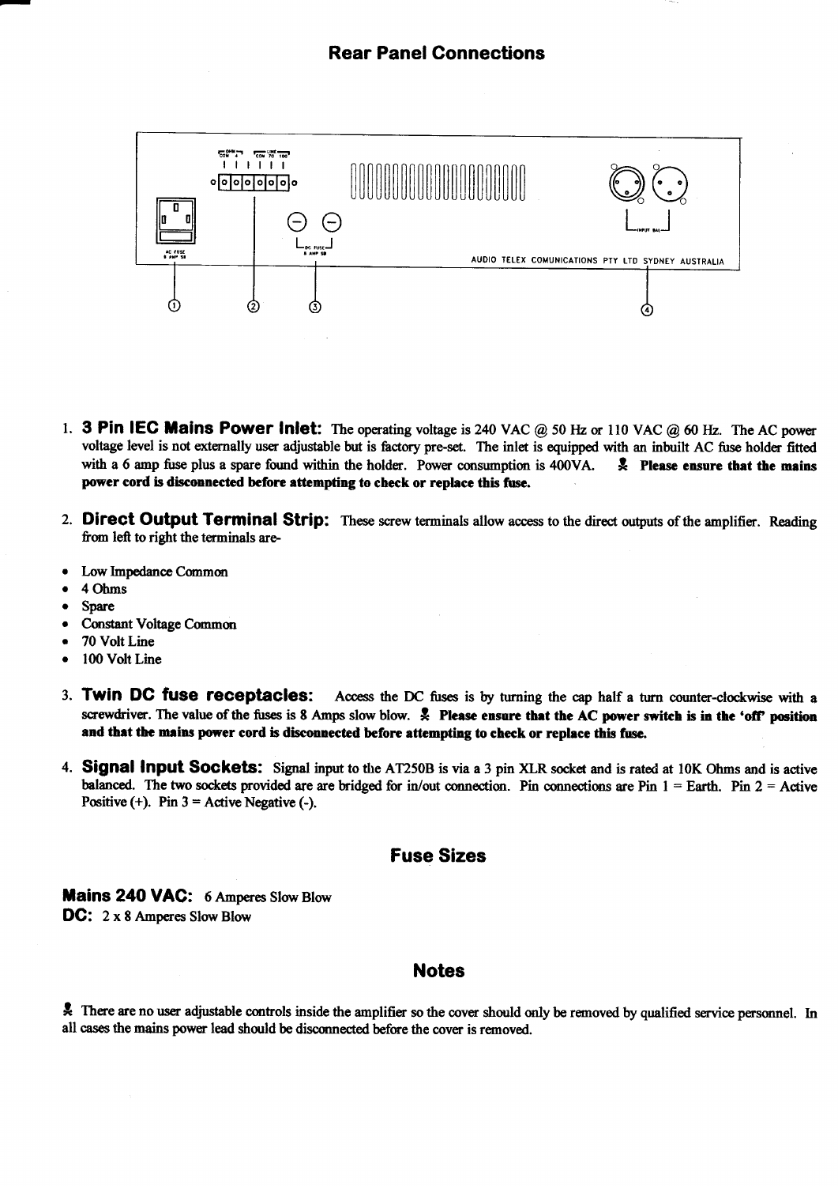# Rear Panel Connections

OHMS COM 4 LINE COM 70 100

AC FUSE 6 AMP SB

DC FUSE 8 AMP SB

AUDIO TELEX COMUNICATIONS PTY LTD SYDNEY AUSTRALIA

INPUT BAL

1 2 3 4

1. **3 Pin IEC Mains Power Inlet:** The operating voltage is 240 VAC @ 50 Hz or 110 VAC @ 60 Hz. The AC power voltage level is not externally user adjustable but is factory pre-set. The inlet is equipped with an inbuilt AC fuse holder fitted with a 6 amp fuse plus a spare found within the holder. Power consumption is 400VA. **Please ensure that the mains power cord is disconnected before attempting to check or replace this fuse.**

2. **Direct Output Terminal Strip:** These screw terminals allow access to the direct outputs of the amplifier. Reading from left to right the terminals are-

- Low Impedance Common
- 4 Ohms
- Spare
- Constant Voltage Common
- 70 Volt Line
- 100 Volt Line

3. **Twin DC fuse receptacles:** Access the DC fuses is by turning the cap half a turn counter-clockwise with a screwdriver. The value of the fuses is 8 Amps slow blow. **Please ensure that the AC power switch is in the 'off' position and that the mains power cord is disconnected before attempting to check or replace this fuse.**

4. **Signal Input Sockets:** Signal input to the AT250B is via a 3 pin XLR socket and is rated at 10K Ohms and is active balanced. The two sockets provided are are bridged for in/out connection. Pin connections are Pin 1 = Earth. Pin 2 = Active Positive (+). Pin 3 = Active Negative (-).

## Fuse Sizes

**Mains 240 VAC:** 6 Amperes Slow Blow
**DC:** 2 x 8 Amperes Slow Blow

## Notes

There are no user adjustable controls inside the amplifier so the cover should only be removed by qualified service personnel. In all cases the mains power lead should be disconnected before the cover is removed.